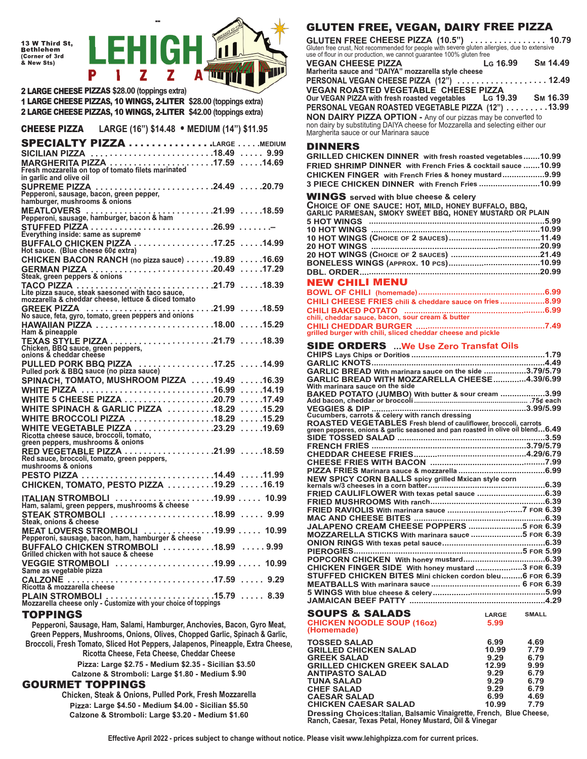13 W Third St, Bethlehem (Corner of 3rd & New Sts)

# LEHIGH PIZZA

**2 LARGE CHEESE PIZZAS** $28.00 (toppings extra)
**1 LARGE CHEESE PIZZAS, 10 WINGS, 2-LITER** $28.00 (toppings extra)
**2 LARGE CHEESE PIZZAS, 10 WINGS, 2-LITER** $42.00 (toppings extra)

## CHEESE PIZZA
LARGE (16") $14.48 • MEDIUM (14") $11.95

## SPECIALTY PIZZA

| Item | Large | Medium |
|---|---|---|
| **SICILIAN PIZZA** | 18.49 | 9.99 |
| **MARGHERITA PIZZA** Fresh mozzarella on top of tomato filets marinated in garlic and olive oil | 17.59 | 14.69 |
| **SUPREME PIZZA** Pepperoni, sausage, bacon, green pepper, hamburger, mushrooms & onions | 24.49 | 20.79 |
| **MEATLOVERS** Pepperoni, sausage, hamburger, bacon & ham | 21.99 | 18.59 |
| **STUFFED PIZZA** Everything inside: same as supreme | 26.99 | – |
| **BUFFALO CHICKEN PIZZA** Hot sauce. (Blue cheese 60¢ extra) | 17.25 | 14.99 |
| **CHICKEN BACON RANCH** (no pizza sauce) | 19.89 | 16.69 |
| **GERMAN PIZZA** Steak, green peppers & onions | 20.49 | 17.29 |
| **TACO PIZZA** Lite pizza sauce, steak saesoned with taco sauce, mozzarella & cheddar cheese, lettuce & diced tomato | 21.79 | 18.39 |
| **GREEK PIZZA** No sauce, feta, gyro, tomato, green peppers and onions | 21.99 | 18.59 |
| **HAWAIIAN PIZZA** Ham & pineapple | 18.00 | 15.29 |
| **TEXAS STYLE PIZZA** Chicken, BBQ sauce, green peppers, onions & cheddar cheese | 21.79 | 18.39 |
| **PULLED PORK BBQ PIZZA** Pulled pork & BBQ sauce (no pizza sauce) | 17.25 | 14.99 |
| **SPINACH, TOMATO, MUSHROOM PIZZA** | 19.49 | 16.39 |
| **WHITE PIZZA** | 16.99 | 14.19 |
| **WHITE 5 CHEESE PIZZA** | 20.79 | 17.49 |
| **WHITE SPINACH & GARLIC PIZZA** | 18.29 | 15.29 |
| **WHITE BROCCOLI PIZZA** | 18.29 | 15.29 |
| **WHITE VEGETABLE PIZZA** Ricotta cheese sauce, broccoli, tomato, green peppers, mushrooms & onions | 23.29 | 19.69 |
| **RED VEGETABLE PIZZA** Red sauce, broccoli, tomato, green peppers, mushrooms & onions | 21.99 | 18.59 |
| **PESTO PIZZA** | 14.49 | 11.99 |
| **CHICKEN, TOMATO, PESTO PIZZA** | 19.29 | 16.19 |
| **ITALIAN STROMBOLI** Ham, salami, green peppers, mushrooms & cheese | 19.99 | 10.99 |
| **STEAK STROMBOLI** Steak, onions & cheese | 18.99 | 9.99 |
| **MEAT LOVERS STROMBOLI** Pepperoni, sausage, bacon, ham, hamburger & cheese | 19.99 | 10.99 |
| **BUFFALO CHICKEN STROMBOLI** Grilled chicken with hot sauce & cheese | 18.99 | 9.99 |
| **VEGGIE STROMBOLI** Same as vegetable pizza | 19.99 | 10.99 |
| **CALZONE** Ricotta & mozzarella cheese | 17.59 | 9.29 |
| **PLAIN STROMBOLI** Mozzarella cheese only - Customize with your choice of toppings | 15.79 | 8.39 |

## TOPPINGS
Pepperoni, Sausage, Ham, Salami, Hamburger, Anchovies, Bacon, Gyro Meat, Green Peppers, Mushrooms, Onions, Olives, Chopped Garlic, Spinach & Garlic, Broccoli, Fresh Tomato, Sliced Hot Peppers, Jalapenos, Pineapple, Extra Cheese, Ricotta Cheese, Feta Cheese, Cheddar Cheese

Pizza: Large $2.75 - Medium $2.35 - Sicilian $3.50
Calzone & Stromboli: Large $1.80 - Medium $.90

## GOURMET TOPPINGS
Chicken, Steak & Onions, Pulled Pork, Fresh Mozzarella

Pizza: Large $4.50 - Medium $4.00 - Sicilian $5.50
Calzone & Stromboli: Large $3.20 - Medium $1.60

## GLUTEN FREE, VEGAN, DAIRY FREE PIZZA

**GLUTEN FREE CHEESE PIZZA (10.5")** ... 10.79
Gluten free crust, Not recommended for people with severe gluten allergies, due to extensive use of flour in our production, we cannot guarantee 100% gluten free

**VEGAN CHEESE PIZZA** Lg 16.99 Sm 14.49
Marherita sauce and "DAIYA" mozzarella style cheese

**PERSONAL VEGAN CHEESE PIZZA (12")** ... 12.49

**VEGAN ROASTED VEGETABLE CHEESE PIZZA** Lg 19.39 Sm 16.39
Our VEGAN PIZZA with fresh roasted vegetables

**PERSONAL VEGAN ROASTED VEGETABLE PIZZA (12")** ... 13.99

**NON DAIRY PIZZA OPTION -** Any of our pizzas may be converted to non dairy by substituting DAIYA cheese for Mozzarella and selecting either our Margherita sauce or our Marinara sauce

## DINNERS
- **GRILLED CHICKEN DINNER** with fresh roasted vegetables ... 10.99
- **FRIED SHRIMP DINNER** with French Fries & cocktail sauce ... 10.99
- **CHICKEN FINGER** with French Fries & honey mustard ... 9.99
- **3 PIECE CHICKEN DINNER** with French Fries ... 10.99

## WINGS served with blue cheese & celery
Choice of one sauce: Hot, Mild, Honey Buffalo, BBQ, Garlic Parmesan, Smoky Sweet BBQ, Honey Mustard or Plain

- **5 HOT WINGS** ... 5.99
- **10 HOT WINGS** ... 10.99
- **10 HOT WINGS (Choice of 2 sauces)** ... 11.49
- **20 HOT WINGS** ... 20.99
- **20 HOT WINGS (Choice of 2 sauces)** ... 21.49
- **BONELESS WINGS (approx. 10 pcs)** ... 10.99
- **DBL. ORDER** ... 20.99

## NEW CHILI MENU
- **BOWL OF CHILI** (homemade) ... 6.99
- **CHILI CHEESE FRIES** chili & cheddare sauce on fries ... 8.99
- **CHILI BAKED POTATO** chili, cheddar sauce, bacon, sour cream & butter ... 6.99
- **CHILI CHEDDAR BURGER** grilled burger with chili, sliced cheddar cheese and pickle ... 7.49

## SIDE ORDERS ...We Use Zero Transfat Oils
- **CHIPS** Lays Chips or Doritios ... 1.79
- **GARLIC KNOTS** ... 4.49
- **GARLIC BREAD** With marinara sauce on the side ... 3.79/5.79
- **GARLIC BREAD WITH MOZZARELLA CHEESE** With marinara sauce on the side ... 4.39/6.99
- **BAKED POTATO (JUMBO)** With butter & sour cream ... 3.99
  Add bacon, cheddar or broccoli ... .75¢ each
- **VEGGIES & DIP** Cucumbers, carrots & celery with ranch dressing ... 3.99/5.99
- **ROASTED VEGETABLES** Fresh blend of cauliflower, broccoli, carrots green pepperes, onions & garlic seasoned and pan roasted in olive oil blend ... 6.49
- **SIDE TOSSED SALAD** ... 3.59
- **FRENCH FRIES** ... 3.79/5.79
- **CHEDDAR CHEESE FRIES** ... 4.29/6.79
- **CHEESE FRIES WITH BACON** ... 7.99
- **PIZZA FRIES** Marinara sauce & mozzarella ... 6.99
- **NEW SPICY CORN BALLS** spicy grilled Mxican style corn kernals w/3 cheeses in a corn batter ... 6.39
- **FRIED CAULIFLOWER** With texas petal sauce ... 6.39
- **FRIED MUSHROOMS** With ranch ... 6.39
- **FRIED RAVIOLIS** With marinara sauce ... 7 for 6.39
- **MAC AND CHEESE BITES** ... 6.39
- **JALAPENO CREAM CHEESE POPPERS** ... 5 for 6.39
- **MOZZARELLA STICKS** With marinara sauce ... 5 for 6.39
- **ONION RINGS** With texas petal sauce ... 6.39
- **PIEROGIES** ... 5 for 5.99
- **POPCORN CHICKEN** With honey mustard ... 6.39
- **CHICKEN FINGER SIDE** With honey mustard ... 3 for 6.39
- **STUFFED CHICKEN BITES** Mini chicken cordon bleu ... 6 for 6.39
- **MEATBALLS** With marinara sauce ... 6 for 6.39
- **5 WINGS** With blue cheese & celery ... 5.99
- **JAMAICAN BEEF PATTY** ... 4.29

## SOUPS & SALADS

| Item | Large | Small |
|---|---|---|
| **CHICKEN NOODLE SOUP (16oz) (Homemade)** | 5.99 | |
| **TOSSED SALAD** | 6.99 | 4.69 |
| **GRILLED CHICKEN SALAD** | 10.99 | 7.79 |
| **GREEK SALAD** | 9.29 | 6.79 |
| **GRILLED CHICKEN GREEK SALAD** | 12.99 | 9.99 |
| **ANTIPASTO SALAD** | 9.29 | 6.79 |
| **TUNA SALAD** | 9.29 | 6.79 |
| **CHEF SALAD** | 9.29 | 6.79 |
| **CAESAR SALAD** | 6.99 | 4.69 |
| **CHICKEN CAESAR SALAD** | 10.99 | 7.79 |

Dressing Choices: Italian, Balsamic Vinaigrette, French, Blue Cheese, Ranch, Caesar, Texas Petal, Honey Mustard, Oil & Vinegar

Effective April 2022 - prices subject to change without notice. Please visit www.lehighpizza.com for current prices.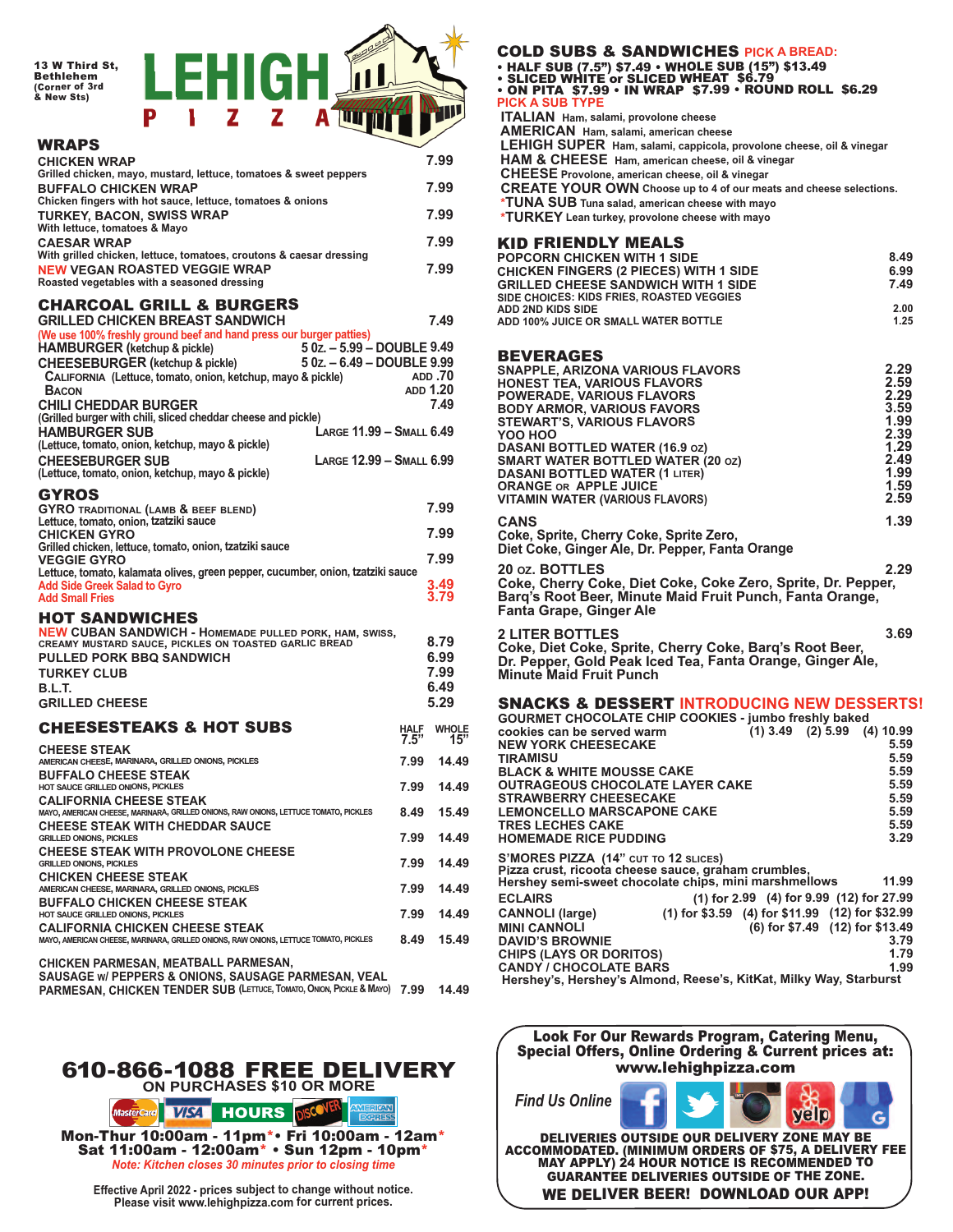13 W Third St, Bethlehem (Corner of 3rd & New Sts)

# LEHIGH PIZZA

## WRAPS

**CHICKEN WRAP** 7.99
Grilled chicken, mayo, mustard, lettuce, tomatoes & sweet peppers

**BUFFALO CHICKEN WRAP** 7.99
Chicken fingers with hot sauce, lettuce, tomatoes & onions

**TURKEY, BACON, SWISS WRAP** 7.99
With lettuce, tomatoes & Mayo

**CAESAR WRAP** 7.99
With grilled chicken, lettuce, tomatoes, croutons & caesar dressing

**NEW VEGAN ROASTED VEGGIE WRAP** 7.99
Roasted vegetables with a seasoned dressing

## CHARCOAL GRILL & BURGERS

**GRILLED CHICKEN BREAST SANDWICH** 7.49

(We use 100% freshly ground beef and hand press our burger patties)

**HAMBURGER** (ketchup & pickle) 5 0z. – 5.99 – DOUBLE 9.49

**CHEESEBURGER** (ketchup & pickle) 5 0z. – 6.49 – DOUBLE 9.99

CALIFORNIA (Lettuce, tomato, onion, ketchup, mayo & pickle) ADD .70

BACON ADD 1.20

**CHILI CHEDDAR BURGER** 7.49
(Grilled burger with chili, sliced cheddar cheese and pickle)

**HAMBURGER SUB** LARGE 11.99 – SMALL 6.49
(Lettuce, tomato, onion, ketchup, mayo & pickle)

**CHEESEBURGER SUB** LARGE 12.99 – SMALL 6.99
(Lettuce, tomato, onion, ketchup, mayo & pickle)

## GYROS

**GYRO** TRADITIONAL (LAMB & BEEF BLEND) 7.99
Lettuce, tomato, onion, tzatziki sauce

**CHICKEN GYRO** 7.99
Grilled chicken, lettuce, tomato, onion, tzatziki sauce

**VEGGIE GYRO** 7.99
Lettuce, tomato, kalamata olives, green pepper, cucumber, onion, tzatziki sauce

Add Side Greek Salad to Gyro 3.49

Add Small Fries 3.79

## HOT SANDWICHES

**NEW CUBAN SANDWICH** - HOMEMADE PULLED PORK, HAM, SWISS, CREAMY MUSTARD SAUCE, PICKLES ON TOASTED GARLIC BREAD 8.79

**PULLED PORK BBQ SANDWICH** 6.99

**TURKEY CLUB** 7.99

**B.L.T.** 6.49

**GRILLED CHEESE** 5.29

## CHEESESTEAKS & HOT SUBS

| | HALF 7.5" | WHOLE 15" |
|---|---|---|
| **CHEESE STEAK** AMERICAN CHEESE, MARINARA, GRILLED ONIONS, PICKLES | 7.99 | 14.49 |
| **BUFFALO CHEESE STEAK** HOT SAUCE GRILLED ONIONS, PICKLES | 7.99 | 14.49 |
| **CALIFORNIA CHEESE STEAK** MAYO, AMERICAN CHEESE, MARINARA, GRILLED ONIONS, RAW ONIONS, LETTUCE TOMATO, PICKLES | 8.49 | 15.49 |
| **CHEESE STEAK WITH CHEDDAR SAUCE** GRILLED ONIONS, PICKLES | 7.99 | 14.49 |
| **CHEESE STEAK WITH PROVOLONE CHEESE** GRILLED ONIONS, PICKLES | 7.99 | 14.49 |
| **CHICKEN CHEESE STEAK** AMERICAN CHEESE, MARINARA, GRILLED ONIONS, PICKLES | 7.99 | 14.49 |
| **BUFFALO CHICKEN CHEESE STEAK** HOT SAUCE GRILLED ONIONS, PICKLES | 7.99 | 14.49 |
| **CALIFORNIA CHICKEN CHEESE STEAK** MAYO, AMERICAN CHEESE, MARINARA, GRILLED ONIONS, RAW ONIONS, LETTUCE TOMATO, PICKLES | 8.49 | 15.49 |
| **CHICKEN PARMESAN, MEATBALL PARMESAN, SAUSAGE w/ PEPPERS & ONIONS, SAUSAGE PARMESAN, VEAL PARMESAN, CHICKEN TENDER SUB** (LETTUCE, TOMATO, ONION, PICKLE & MAYO) | 7.99 | 14.49 |

**610-866-1088 FREE DELIVERY**
ON PURCHASES $10 OR MORE

**HOURS**
Mon-Thur 10:00am - 11pm* • Fri 10:00am - 12am*
Sat 11:00am - 12:00am* • Sun 12pm - 10pm*
*Note: Kitchen closes 30 minutes prior to closing time*

Effective April 2022 - prices subject to change without notice.
Please visit www.lehighpizza.com for current prices.

## COLD SUBS & SANDWICHES PICK A BREAD:

- HALF SUB (7.5") $7.49 • WHOLE SUB (15") $13.49
- SLICED WHITE or SLICED WHEAT $6.79
- ON PITA $7.99 • IN WRAP $7.99 • ROUND ROLL $6.29

PICK A SUB TYPE

**ITALIAN** Ham, salami, provolone cheese

**AMERICAN** Ham, salami, american cheese

**LEHIGH SUPER** Ham, salami, cappicola, provolone cheese, oil & vinegar

**HAM & CHEESE** Ham, american cheese, oil & vinegar

**CHEESE** Provolone, american cheese, oil & vinegar

**CREATE YOUR OWN** Choose up to 4 of our meats and cheese selections.

*__TUNA SUB__ Tuna salad, american cheese with mayo

*__TURKEY__ Lean turkey, provolone cheese with mayo

## KID FRIENDLY MEALS

| | |
|---|---|
| POPCORN CHICKEN WITH 1 SIDE | 8.49 |
| CHICKEN FINGERS (2 PIECES) WITH 1 SIDE | 6.99 |
| GRILLED CHEESE SANDWICH WITH 1 SIDE | 7.49 |
| SIDE CHOICES: KIDS FRIES, ROASTED VEGGIES | |
| ADD 2ND KIDS SIDE | 2.00 |
| ADD 100% JUICE OR SMALL WATER BOTTLE | 1.25 |

## BEVERAGES

| | |
|---|---|
| SNAPPLE, ARIZONA VARIOUS FLAVORS | 2.29 |
| HONEST TEA, VARIOUS FLAVORS | 2.59 |
| POWERADE, VARIOUS FLAVORS | 2.29 |
| BODY ARMOR, VARIOUS FAVORS | 3.59 |
| STEWART'S, VARIOUS FLAVORS | 1.99 |
| YOO HOO | 2.39 |
| DASANI BOTTLED WATER (16.9 OZ) | 1.29 |
| SMART WATER BOTTLED WATER (20 OZ) | 2.49 |
| DASANI BOTTLED WATER (1 LITER) | 1.99 |
| ORANGE OR APPLE JUICE | 1.59 |
| VITAMIN WATER (VARIOUS FLAVORS) | 2.59 |

**CANS** 1.39
Coke, Sprite, Cherry Coke, Sprite Zero, Diet Coke, Ginger Ale, Dr. Pepper, Fanta Orange

**20 OZ. BOTTLES** 2.29
Coke, Cherry Coke, Diet Coke, Coke Zero, Sprite, Dr. Pepper, Barq's Root Beer, Minute Maid Fruit Punch, Fanta Orange, Fanta Grape, Ginger Ale

**2 LITER BOTTLES** 3.69
Coke, Diet Coke, Sprite, Cherry Coke, Barq's Root Beer, Dr. Pepper, Gold Peak Iced Tea, Fanta Orange, Ginger Ale, Minute Maid Fruit Punch

## SNACKS & DESSERT INTRODUCING NEW DESSERTS!

**GOURMET CHOCOLATE CHIP COOKIES** - jumbo freshly baked cookies can be served warm (1) 3.49 (2) 5.99 (4) 10.99

| | |
|---|---|
| NEW YORK CHEESECAKE | 5.59 |
| TIRAMISU | 5.59 |
| BLACK & WHITE MOUSSE CAKE | 5.59 |
| OUTRAGEOUS CHOCOLATE LAYER CAKE | 5.59 |
| STRAWBERRY CHEESECAKE | 5.59 |
| LEMONCELLO MARSCAPONE CAKE | 5.59 |
| TRES LECHES CAKE | 5.59 |
| HOMEMADE RICE PUDDING | 3.29 |

**S'MORES PIZZA** (14" CUT TO 12 SLICES) 11.99
Pizza crust, ricoota cheese sauce, graham crumbles, Hershey semi-sweet chocolate chips, mini marshmellows

**ECLAIRS** (1) for 2.99 (4) for 9.99 (12) for 27.99

**CANNOLI** (large) (1) for $3.59 (4) for $11.99 (12) for $32.99

**MINI CANNOLI** (6) for $7.49 (12) for $13.49

**DAVID'S BROWNIE** 3.79

**CHIPS** (LAYS OR DORITOS) 1.79

**CANDY / CHOCOLATE BARS** 1.99
Hershey's, Hershey's Almond, Reese's, KitKat, Milky Way, Starburst

**Look For Our Rewards Program, Catering Menu, Special Offers, Online Ordering & Current prices at: www.lehighpizza.com**

*Find Us Online*

DELIVERIES OUTSIDE OUR DELIVERY ZONE MAY BE ACCOMMODATED. (MINIMUM ORDERS OF $75, A DELIVERY FEE MAY APPLY) 24 HOUR NOTICE IS RECOMMENDED TO GUARANTEE DELIVERIES OUTSIDE OF THE ZONE.

**WE DELIVER BEER! DOWNLOAD OUR APP!**